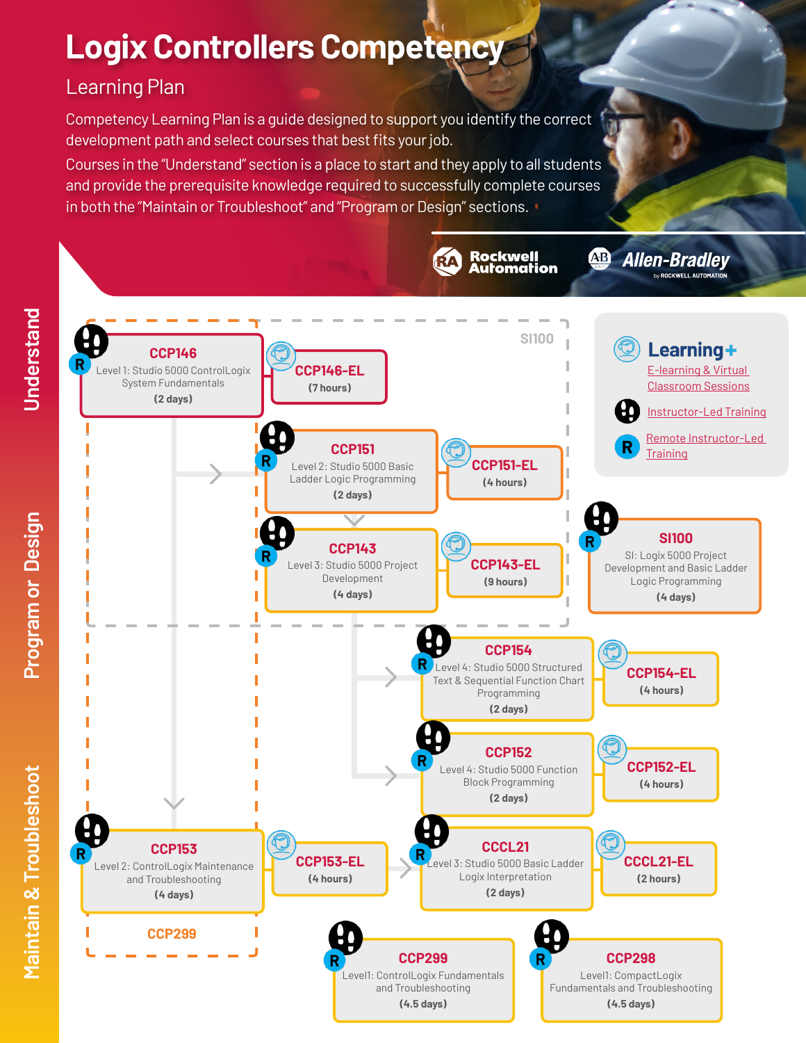# Logix Controllers Competency

## Learning Plan

Competency Learning Plan is a guide designed to support you identify the correct development path and select courses that best fits your job.

Courses in the "Understand" section is a place to start and they apply to all students and provide the prerequisite knowledge required to successfully complete courses in both the "Maintain or Troubleshoot" and "Program or Design" sections.

Rockwell Automation | Allen-Bradley by Rockwell Automation

**Learning+**

- E-learning & Virtual Classroom Sessions
- Instructor-Led Training
- R — Remote Instructor-Led Training

## Understand

**CCP146** — Level 1: Studio 5000 ControlLogix System Fundamentals **(2 days)**
**CCP146-EL** **(7 hours)**

**SI100**

## Program or Design

**CCP151** — Level 2: Studio 5000 Basic Ladder Logic Programming **(2 days)**
**CCP151-EL** **(4 hours)**

**CCP143** — Level 3: Studio 5000 Project Development **(4 days)**
**CCP143-EL** **(9 hours)**

**SI100** — SI: Logix 5000 Project Development and Basic Ladder Logic Programming **(4 days)**

**CCP154** — Level 4: Studio 5000 Structured Text & Sequential Function Chart Programming **(2 days)**
**CCP154-EL** **(4 hours)**

**CCP152** — Level 4: Studio 5000 Function Block Programming **(2 days)**
**CCP152-EL** **(4 hours)**

## Maintain & Troubleshoot

**CCP153** — Level 2: ControlLogix Maintenance and Troubleshooting **(4 days)**
**CCP153-EL** **(4 hours)**

**CCCL21** — Level 3: Studio 5000 Basic Ladder Logix Interpretation **(2 days)**
**CCCL21-EL** **(2 hours)**

**CCP299**

**CCP299** — Level1: ControlLogix Fundamentals and Troubleshooting **(4.5 days)**

**CCP298** — Level1: CompactLogix Fundamentals and Troubleshooting **(4.5 days)**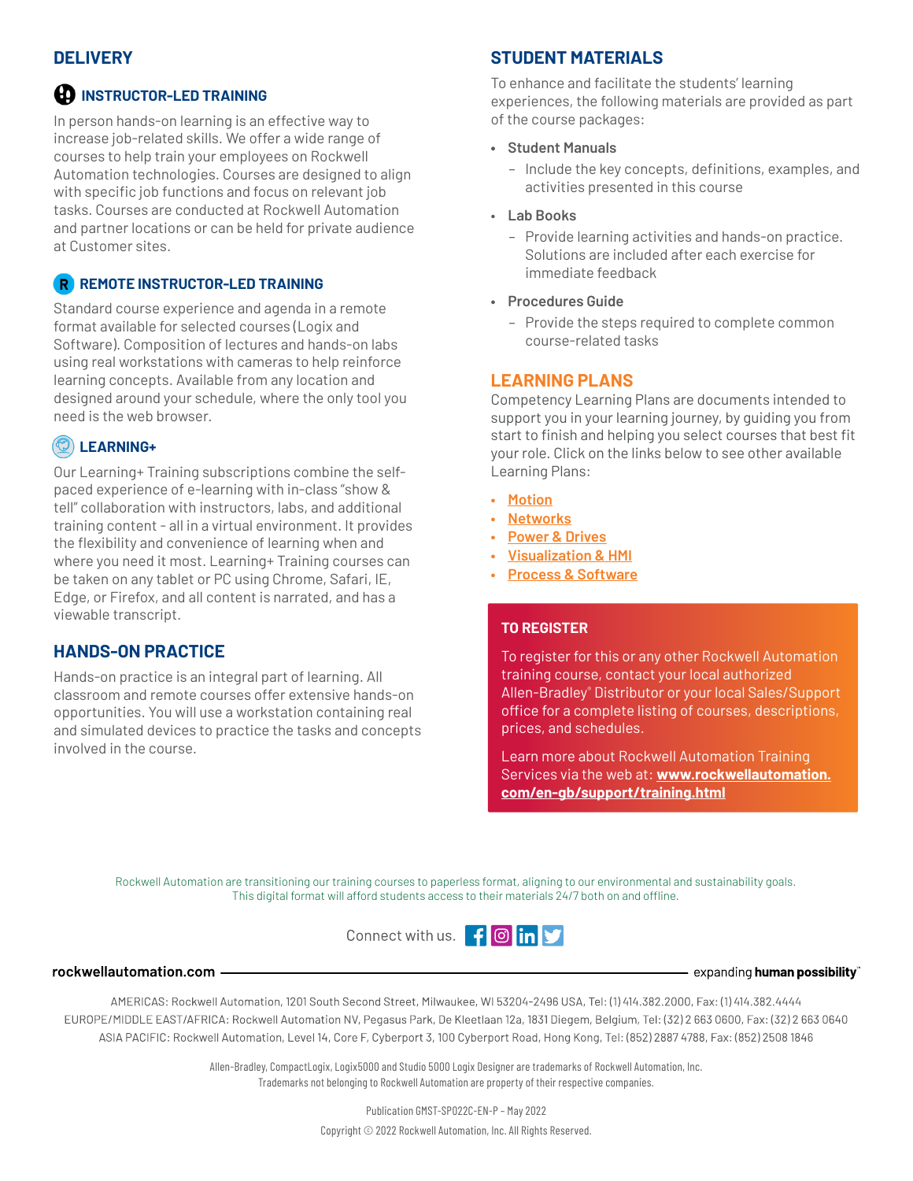## DELIVERY

### INSTRUCTOR-LED TRAINING

In person hands-on learning is an effective way to increase job-related skills. We offer a wide range of courses to help train your employees on Rockwell Automation technologies. Courses are designed to align with specific job functions and focus on relevant job tasks. Courses are conducted at Rockwell Automation and partner locations or can be held for private audience at Customer sites.

### REMOTE INSTRUCTOR-LED TRAINING

Standard course experience and agenda in a remote format available for selected courses (Logix and Software). Composition of lectures and hands-on labs using real workstations with cameras to help reinforce learning concepts. Available from any location and designed around your schedule, where the only tool you need is the web browser.

### LEARNING+

Our Learning+ Training subscriptions combine the self-paced experience of e-learning with in-class "show & tell" collaboration with instructors, labs, and additional training content - all in a virtual environment. It provides the flexibility and convenience of learning when and where you need it most. Learning+ Training courses can be taken on any tablet or PC using Chrome, Safari, IE, Edge, or Firefox, and all content is narrated, and has a viewable transcript.

## HANDS-ON PRACTICE

Hands-on practice is an integral part of learning. All classroom and remote courses offer extensive hands-on opportunities. You will use a workstation containing real and simulated devices to practice the tasks and concepts involved in the course.

## STUDENT MATERIALS

To enhance and facilitate the students' learning experiences, the following materials are provided as part of the course packages:

- Student Manuals
  - Include the key concepts, definitions, examples, and activities presented in this course
- Lab Books
  - Provide learning activities and hands-on practice. Solutions are included after each exercise for immediate feedback
- Procedures Guide
  - Provide the steps required to complete common course-related tasks

## LEARNING PLANS

Competency Learning Plans are documents intended to support you in your learning journey, by guiding you from start to finish and helping you select courses that best fit your role. Click on the links below to see other available Learning Plans:

- Motion
- Networks
- Power & Drives
- Visualization & HMI
- Process & Software

### TO REGISTER

To register for this or any other Rockwell Automation training course, contact your local authorized Allen-Bradley® Distributor or your local Sales/Support office for a complete listing of courses, descriptions, prices, and schedules.

Learn more about Rockwell Automation Training Services via the web at: **www.rockwellautomation.com/en-gb/support/training.html**

Rockwell Automation are transitioning our training courses to paperless format, aligning to our environmental and sustainability goals. This digital format will afford students access to their materials 24/7 both on and offline.

Connect with us.

rockwellautomation.com — expanding **human possibility**™

AMERICAS: Rockwell Automation, 1201 South Second Street, Milwaukee, WI 53204-2496 USA, Tel: (1) 414.382.2000, Fax: (1) 414.382.4444
EUROPE/MIDDLE EAST/AFRICA: Rockwell Automation NV, Pegasus Park, De Kleetlaan 12a, 1831 Diegem, Belgium, Tel: (32) 2 663 0600, Fax: (32) 2 663 0640
ASIA PACIFIC: Rockwell Automation, Level 14, Core F, Cyberport 3, 100 Cyberport Road, Hong Kong, Tel: (852) 2887 4788, Fax: (852) 2508 1846

Allen-Bradley, CompactLogix, Logix5000 and Studio 5000 Logix Designer are trademarks of Rockwell Automation, Inc.
Trademarks not belonging to Rockwell Automation are property of their respective companies.

Publication GMST-SP022C-EN-P - May 2022

Copyright © 2022 Rockwell Automation, Inc. All Rights Reserved.